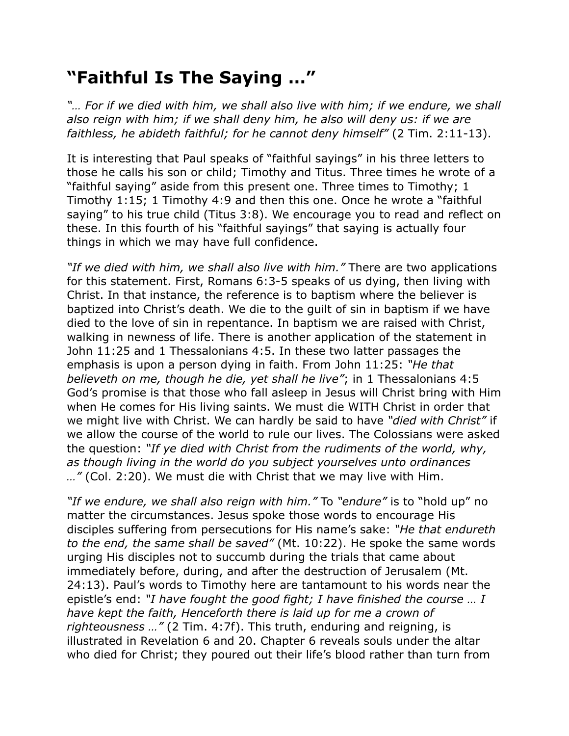# "Faithful Is The Saying …"

*"… For if we died with him, we shall also live with him; if we endure, we shall also reign with him; if we shall deny him, he also will deny us: if we are faithless, he abideth faithful; for he cannot deny himself"* (2 Tim. 2:11-13).

It is interesting that Paul speaks of "faithful sayings" in his three letters to those he calls his son or child; Timothy and Titus. Three times he wrote of a "faithful saying" aside from this present one. Three times to Timothy; 1 Timothy 1:15; 1 Timothy 4:9 and then this one. Once he wrote a "faithful saying" to his true child (Titus 3:8). We encourage you to read and reflect on these. In this fourth of his "faithful sayings" that saying is actually four things in which we may have full confidence.

*"If we died with him, we shall also live with him."* There are two applications for this statement. First, Romans 6:3-5 speaks of us dying, then living with Christ. In that instance, the reference is to baptism where the believer is baptized into Christ's death. We die to the guilt of sin in baptism if we have died to the love of sin in repentance. In baptism we are raised with Christ, walking in newness of life. There is another application of the statement in John 11:25 and 1 Thessalonians 4:5. In these two latter passages the emphasis is upon a person dying in faith. From John 11:25: *"He that believeth on me, though he die, yet shall he live"*; in 1 Thessalonians 4:5 God's promise is that those who fall asleep in Jesus will Christ bring with Him when He comes for His living saints. We must die WITH Christ in order that we might live with Christ. We can hardly be said to have *"died with Christ"* if we allow the course of the world to rule our lives. The Colossians were asked the question: *"If ye died with Christ from the rudiments of the world, why, as though living in the world do you subject yourselves unto ordinances …"* (Col. 2:20). We must die with Christ that we may live with Him.

*"If we endure, we shall also reign with him."* To *"endure"* is to "hold up" no matter the circumstances. Jesus spoke those words to encourage His disciples suffering from persecutions for His name's sake: *"He that endureth to the end, the same shall be saved"* (Mt. 10:22). He spoke the same words urging His disciples not to succumb during the trials that came about immediately before, during, and after the destruction of Jerusalem (Mt. 24:13). Paul's words to Timothy here are tantamount to his words near the epistle's end: *"I have fought the good fight; I have finished the course … I have kept the faith, Henceforth there is laid up for me a crown of righteousness …"* (2 Tim. 4:7f). This truth, enduring and reigning, is illustrated in Revelation 6 and 20. Chapter 6 reveals souls under the altar who died for Christ; they poured out their life's blood rather than turn from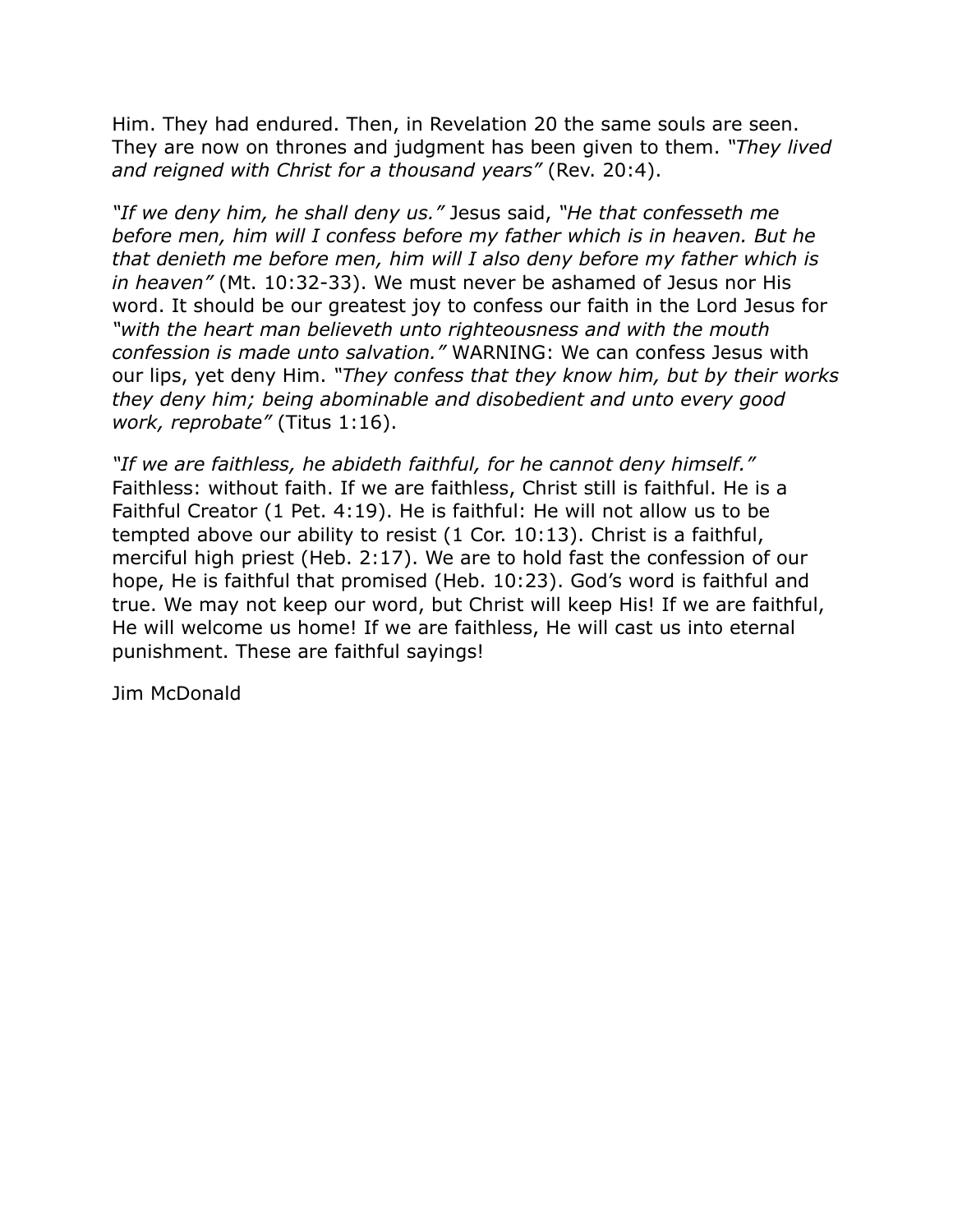Him. They had endured. Then, in Revelation 20 the same souls are seen. They are now on thrones and judgment has been given to them. *"They lived and reigned with Christ for a thousand years"* (Rev. 20:4).

*"If we deny him, he shall deny us."* Jesus said, *"He that confesseth me before men, him will I confess before my father which is in heaven. But he that denieth me before men, him will I also deny before my father which is in heaven"* (Mt. 10:32-33). We must never be ashamed of Jesus nor His word. It should be our greatest joy to confess our faith in the Lord Jesus for *"with the heart man believeth unto righteousness and with the mouth confession is made unto salvation."* WARNING: We can confess Jesus with our lips, yet deny Him. *"They confess that they know him, but by their works they deny him; being abominable and disobedient and unto every good work, reprobate"* (Titus 1:16).

*"If we are faithless, he abideth faithful, for he cannot deny himself."* Faithless: without faith. If we are faithless, Christ still is faithful. He is a Faithful Creator (1 Pet. 4:19). He is faithful: He will not allow us to be tempted above our ability to resist (1 Cor. 10:13). Christ is a faithful, merciful high priest (Heb. 2:17). We are to hold fast the confession of our hope, He is faithful that promised (Heb. 10:23). God's word is faithful and true. We may not keep our word, but Christ will keep His! If we are faithful, He will welcome us home! If we are faithless, He will cast us into eternal punishment. These are faithful sayings!

Jim McDonald